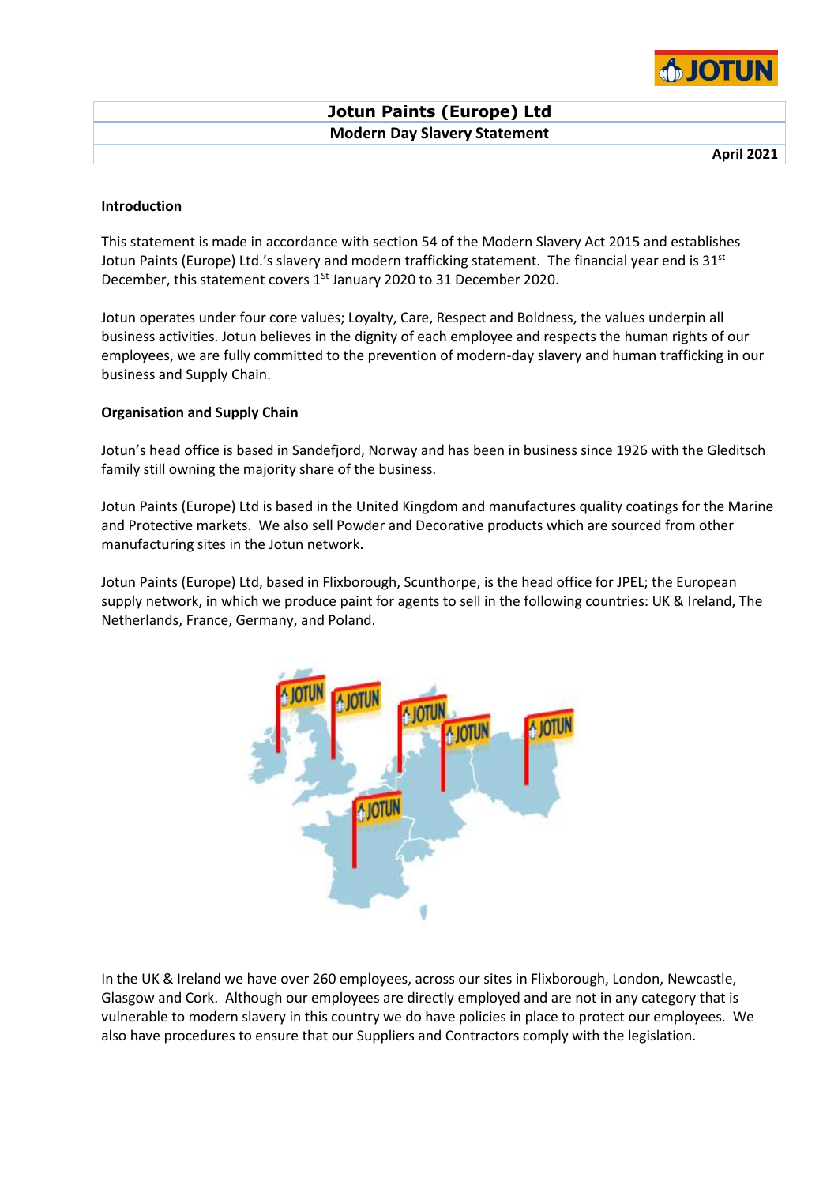# Jotun Paints (Europe) Ltd

## Modern Day Slavery Statement

**April 2021**

**Introduction**

This statement is made in accordance with section 54 of the Modern Slavery Act 2015 and establishes Jotun Paints (Europe) Ltd.'s slavery and modern trafficking statement. The financial year end is 31st December, this statement covers 1St January 2020 to 31 December 2020.

Jotun operates under four core values; Loyalty, Care, Respect and Boldness, the values underpin all business activities. Jotun believes in the dignity of each employee and respects the human rights of our employees, we are fully committed to the prevention of modern-day slavery and human trafficking in our business and Supply Chain.

**Organisation and Supply Chain**

Jotun's head office is based in Sandefjord, Norway and has been in business since 1926 with the Gleditsch family still owning the majority share of the business.

Jotun Paints (Europe) Ltd is based in the United Kingdom and manufactures quality coatings for the Marine and Protective markets. We also sell Powder and Decorative products which are sourced from other manufacturing sites in the Jotun network.

Jotun Paints (Europe) Ltd, based in Flixborough, Scunthorpe, is the head office for JPEL; the European supply network, in which we produce paint for agents to sell in the following countries: UK & Ireland, The Netherlands, France, Germany, and Poland.

In the UK & Ireland we have over 260 employees, across our sites in Flixborough, London, Newcastle, Glasgow and Cork. Although our employees are directly employed and are not in any category that is vulnerable to modern slavery in this country we do have policies in place to protect our employees. We also have procedures to ensure that our Suppliers and Contractors comply with the legislation.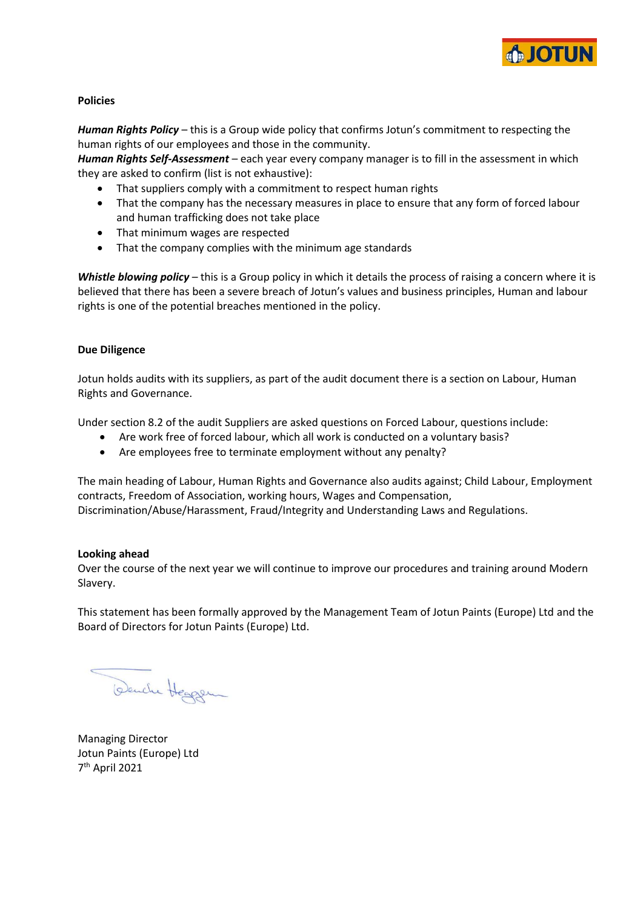**Policies**

***Human Rights Policy*** – this is a Group wide policy that confirms Jotun's commitment to respecting the human rights of our employees and those in the community.

***Human Rights Self-Assessment*** – each year every company manager is to fill in the assessment in which they are asked to confirm (list is not exhaustive):

- That suppliers comply with a commitment to respect human rights
- That the company has the necessary measures in place to ensure that any form of forced labour and human trafficking does not take place
- That minimum wages are respected
- That the company complies with the minimum age standards

***Whistle blowing policy*** – this is a Group policy in which it details the process of raising a concern where it is believed that there has been a severe breach of Jotun's values and business principles, Human and labour rights is one of the potential breaches mentioned in the policy.

**Due Diligence**

Jotun holds audits with its suppliers, as part of the audit document there is a section on Labour, Human Rights and Governance.

Under section 8.2 of the audit Suppliers are asked questions on Forced Labour, questions include:

- Are work free of forced labour, which all work is conducted on a voluntary basis?
- Are employees free to terminate employment without any penalty?

The main heading of Labour, Human Rights and Governance also audits against; Child Labour, Employment contracts, Freedom of Association, working hours, Wages and Compensation, Discrimination/Abuse/Harassment, Fraud/Integrity and Understanding Laws and Regulations.

**Looking ahead**

Over the course of the next year we will continue to improve our procedures and training around Modern Slavery.

This statement has been formally approved by the Management Team of Jotun Paints (Europe) Ltd and the Board of Directors for Jotun Paints (Europe) Ltd.

Managing Director
Jotun Paints (Europe) Ltd
7th April 2021